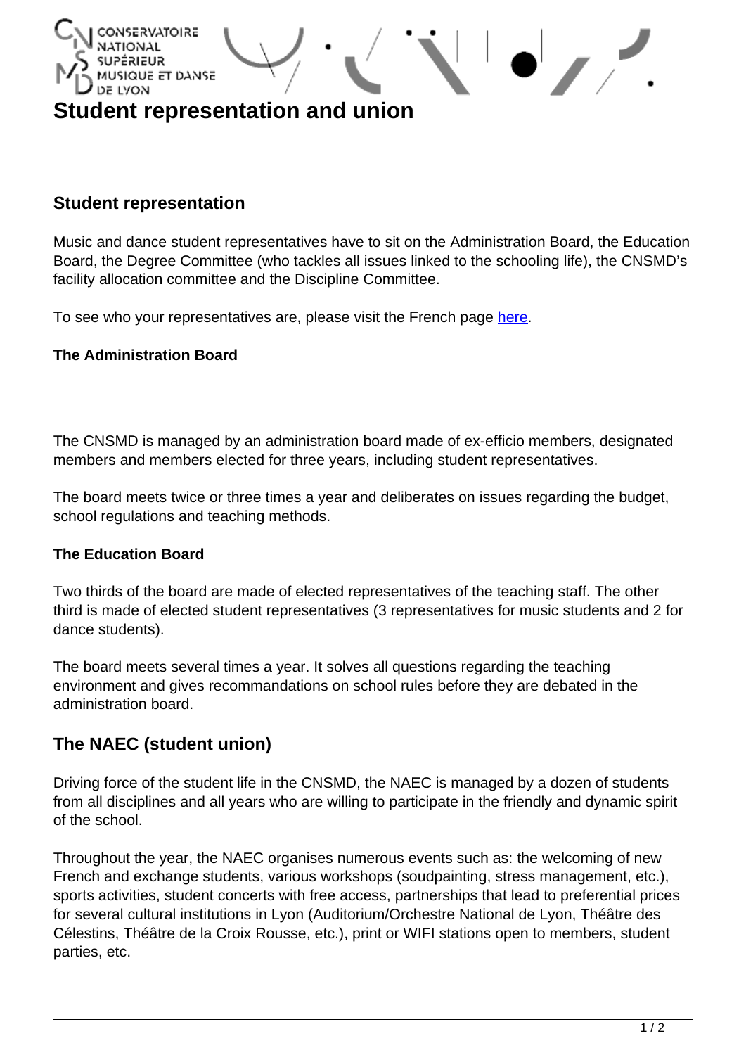# Student representation and union

## Student representation

Music and dance student representatives have to sit on the Administration Board, the Education Board, the Degree Committee (who tackles all issues linked to the schooling life), the CNSMD's facility allocation committee and the Discipline Committee.

To see who your representatives are, please visit the French page here.

### The Administration Board

The CNSMD is managed by an administration board made of ex-efficio members, designated members and members elected for three years, including student representatives.

The board meets twice or three times a year and deliberates on issues regarding the budget, school regulations and teaching methods.

### The Education Board

Two thirds of the board are made of elected representatives of the teaching staff. The other third is made of elected student representatives (3 representatives for music students and 2 for dance students).

The board meets several times a year. It solves all questions regarding the teaching environment and gives recommandations on school rules before they are debated in the administration board.

## The NAEC (student union)

Driving force of the student life in the CNSMD, the NAEC is managed by a dozen of students from all disciplines and all years who are willing to participate in the friendly and dynamic spirit of the school.

Throughout the year, the NAEC organises numerous events such as: the welcoming of new French and exchange students, various workshops (soudpainting, stress management, etc.), sports activities, student concerts with free access, partnerships that lead to preferential prices for several cultural institutions in Lyon (Auditorium/Orchestre National de Lyon, Théâtre des Célestins, Théâtre de la Croix Rousse, etc.), print or WIFI stations open to members, student parties, etc.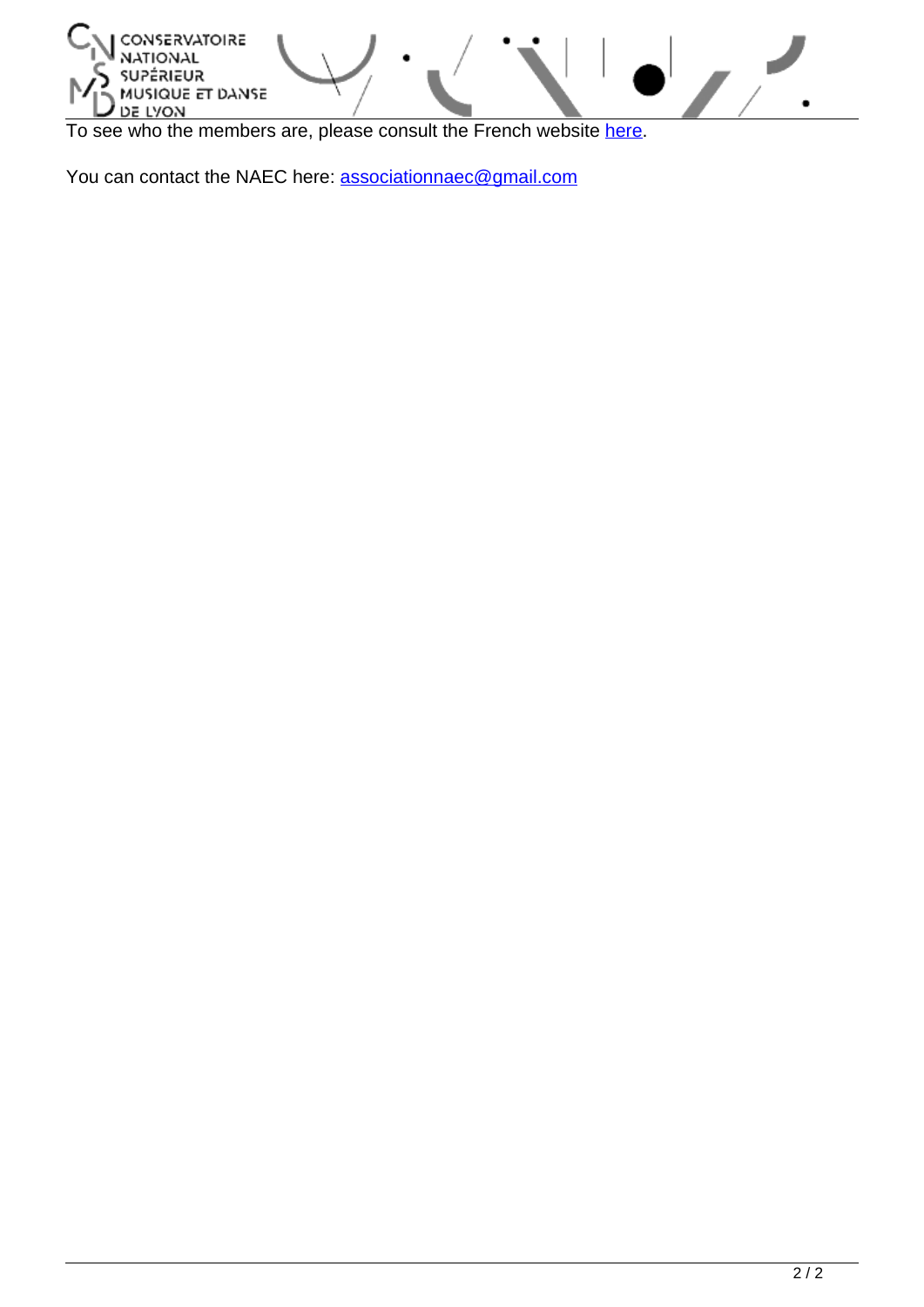To see who the members are, please consult the French website here.

You can contact the NAEC here: associationnaec@gmail.com